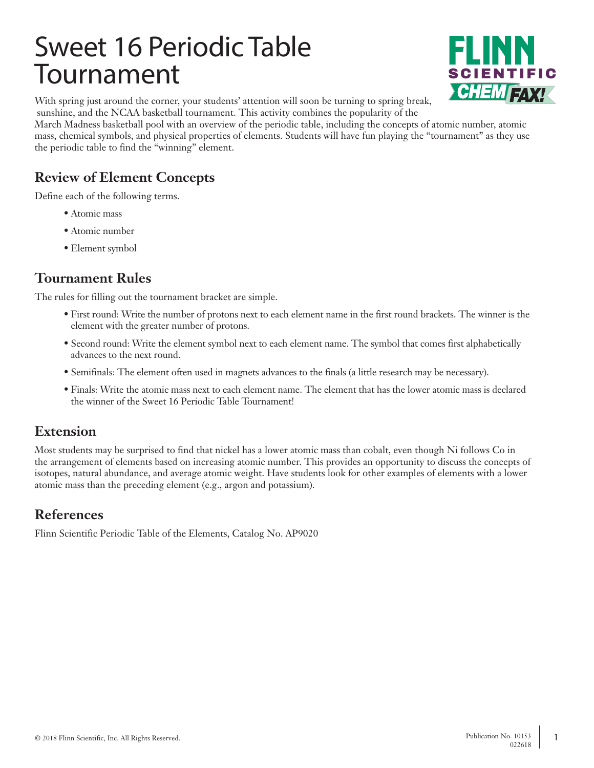# Sweet 16 Periodic Table Tournament

With spring just around the corner, your students' attention will soon be turning to spring break, sunshine, and the NCAA basketball tournament. This activity combines the popularity of the March Madness basketball pool with an overview of the periodic table, including the concepts of atomic number, atomic mass, chemical symbols, and physical properties of elements. Students will have fun playing the "tournament" as they use the periodic table to find the "winning" element.

## Review of Element Concepts

Define each of the following terms.

- Atomic mass
- Atomic number
- Element symbol

## Tournament Rules

The rules for filling out the tournament bracket are simple.

- First round: Write the number of protons next to each element name in the first round brackets. The winner is the element with the greater number of protons.
- Second round: Write the element symbol next to each element name. The symbol that comes first alphabetically advances to the next round.
- Semifinals: The element often used in magnets advances to the finals (a little research may be necessary).
- Finals: Write the atomic mass next to each element name. The element that has the lower atomic mass is declared the winner of the Sweet 16 Periodic Table Tournament!

## Extension

Most students may be surprised to find that nickel has a lower atomic mass than cobalt, even though Ni follows Co in the arrangement of elements based on increasing atomic number. This provides an opportunity to discuss the concepts of isotopes, natural abundance, and average atomic weight. Have students look for other examples of elements with a lower atomic mass than the preceding element (e.g., argon and potassium).

## References

Flinn Scientific Periodic Table of the Elements, Catalog No. AP9020

© 2018 Flinn Scientific, Inc. All Rights Reserved.

Publication No. 10153
022618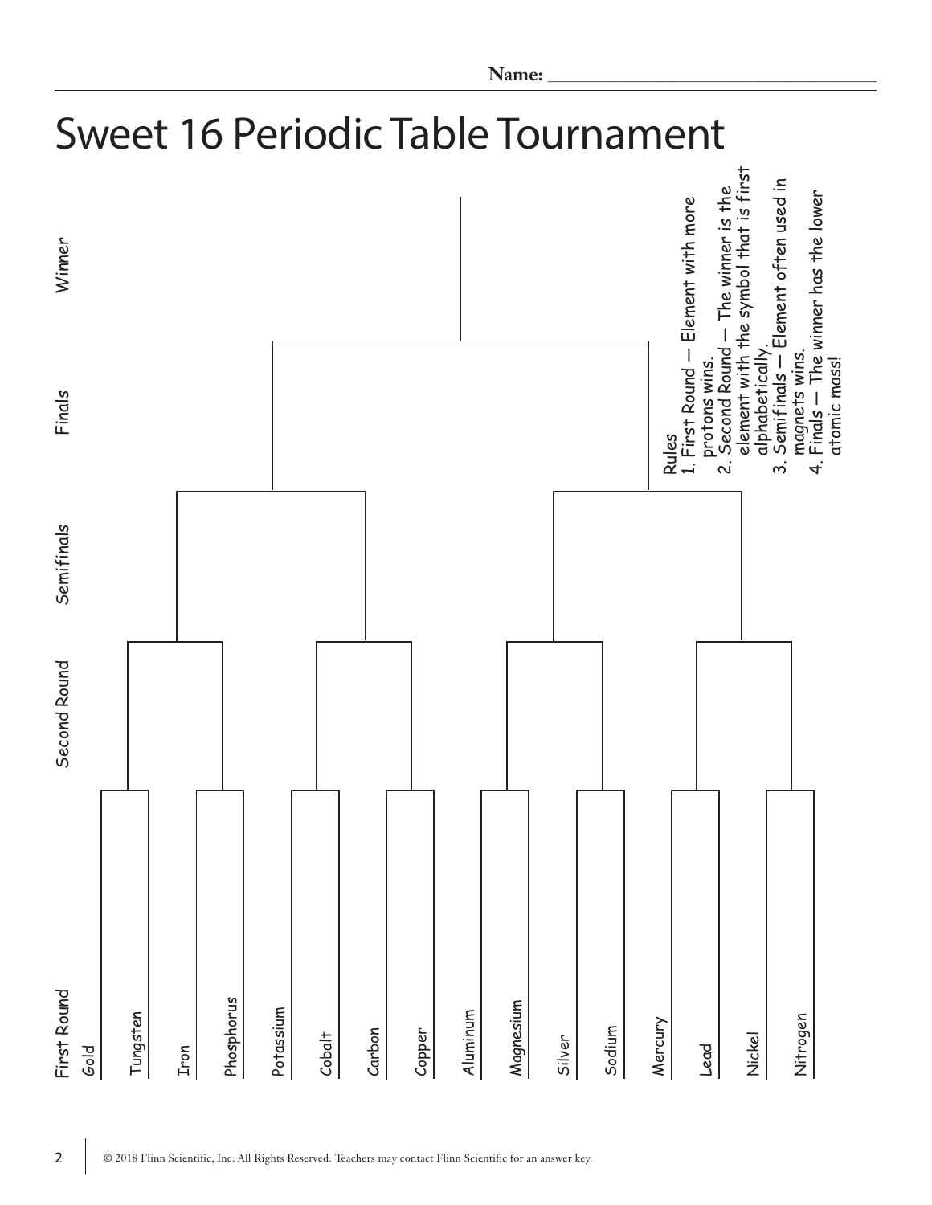Name: ___________________________________

# Sweet 16 Periodic Table Tournament

Winner

Finals

Semifinals

Second Round

First Round

Gold

Tungsten

Iron

Phosphorus

Potassium

Cobalt

Carbon

Copper

Aluminum

Magnesium

Silver

Sodium

Mercury

Lead

Nickel

Nitrogen

Rules

1. First Round — Element with more protons wins.
2. Second Round — The winner is the element with the symbol that is first alphabetically.
3. Semifinals — Element often used in magnets wins.
4. Finals — The winner has the lower atomic mass!

© 2018 Flinn Scientific, Inc. All Rights Reserved. Teachers may contact Flinn Scientific for an answer key.